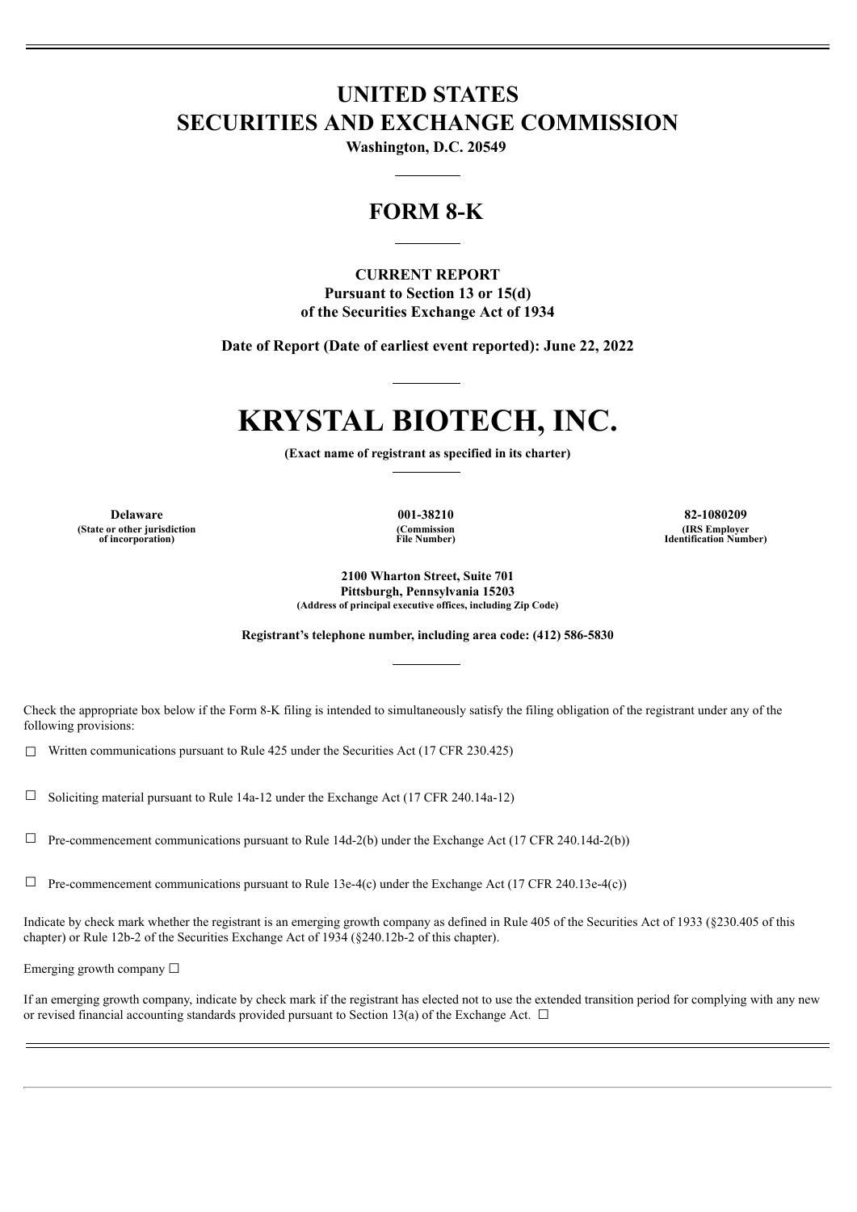# UNITED STATES
# SECURITIES AND EXCHANGE COMMISSION

**Washington, D.C. 20549**

## FORM 8-K

**CURRENT REPORT**
**Pursuant to Section 13 or 15(d)**
**of the Securities Exchange Act of 1934**

**Date of Report (Date of earliest event reported): June 22, 2022**

# KRYSTAL BIOTECH, INC.

**(Exact name of registrant as specified in its charter)**

| Delaware | 001-38210 | 82-1080209 |
|---|---|---|
| (State or other jurisdiction of incorporation) | (Commission File Number) | (IRS Employer Identification Number) |

**2100 Wharton Street, Suite 701**
**Pittsburgh, Pennsylvania 15203**
**(Address of principal executive offices, including Zip Code)**

**Registrant's telephone number, including area code: (412) 586-5830**

Check the appropriate box below if the Form 8-K filing is intended to simultaneously satisfy the filing obligation of the registrant under any of the following provisions:

☐ Written communications pursuant to Rule 425 under the Securities Act (17 CFR 230.425)

☐ Soliciting material pursuant to Rule 14a-12 under the Exchange Act (17 CFR 240.14a-12)

☐ Pre-commencement communications pursuant to Rule 14d-2(b) under the Exchange Act (17 CFR 240.14d-2(b))

☐ Pre-commencement communications pursuant to Rule 13e-4(c) under the Exchange Act (17 CFR 240.13e-4(c))

Indicate by check mark whether the registrant is an emerging growth company as defined in Rule 405 of the Securities Act of 1933 (§230.405 of this chapter) or Rule 12b-2 of the Securities Exchange Act of 1934 (§240.12b-2 of this chapter).

Emerging growth company ☐

If an emerging growth company, indicate by check mark if the registrant has elected not to use the extended transition period for complying with any new or revised financial accounting standards provided pursuant to Section 13(a) of the Exchange Act. ☐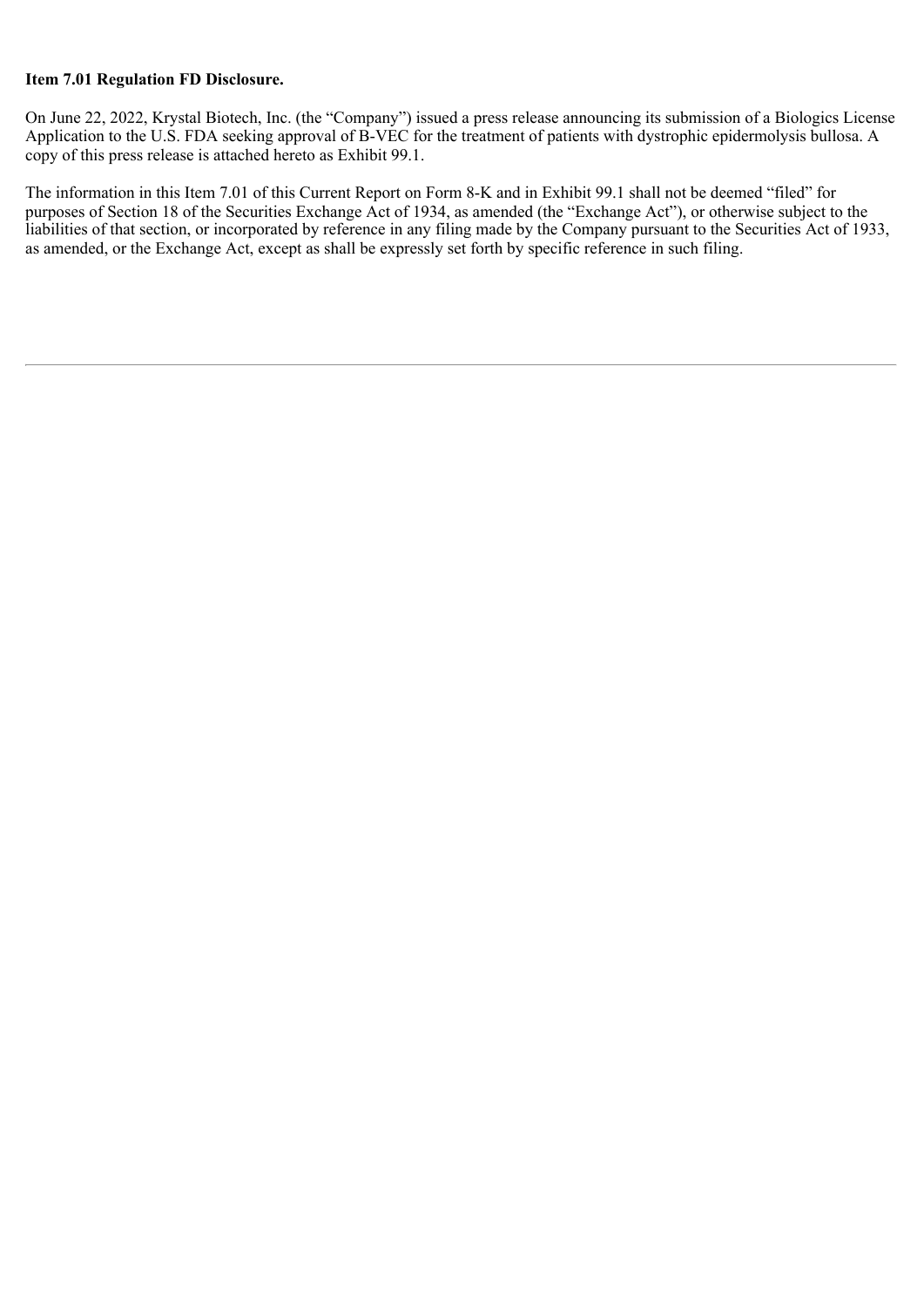**Item 7.01 Regulation FD Disclosure.**

On June 22, 2022, Krystal Biotech, Inc. (the "Company") issued a press release announcing its submission of a Biologics License Application to the U.S. FDA seeking approval of B-VEC for the treatment of patients with dystrophic epidermolysis bullosa. A copy of this press release is attached hereto as Exhibit 99.1.

The information in this Item 7.01 of this Current Report on Form 8-K and in Exhibit 99.1 shall not be deemed "filed" for purposes of Section 18 of the Securities Exchange Act of 1934, as amended (the "Exchange Act"), or otherwise subject to the liabilities of that section, or incorporated by reference in any filing made by the Company pursuant to the Securities Act of 1933, as amended, or the Exchange Act, except as shall be expressly set forth by specific reference in such filing.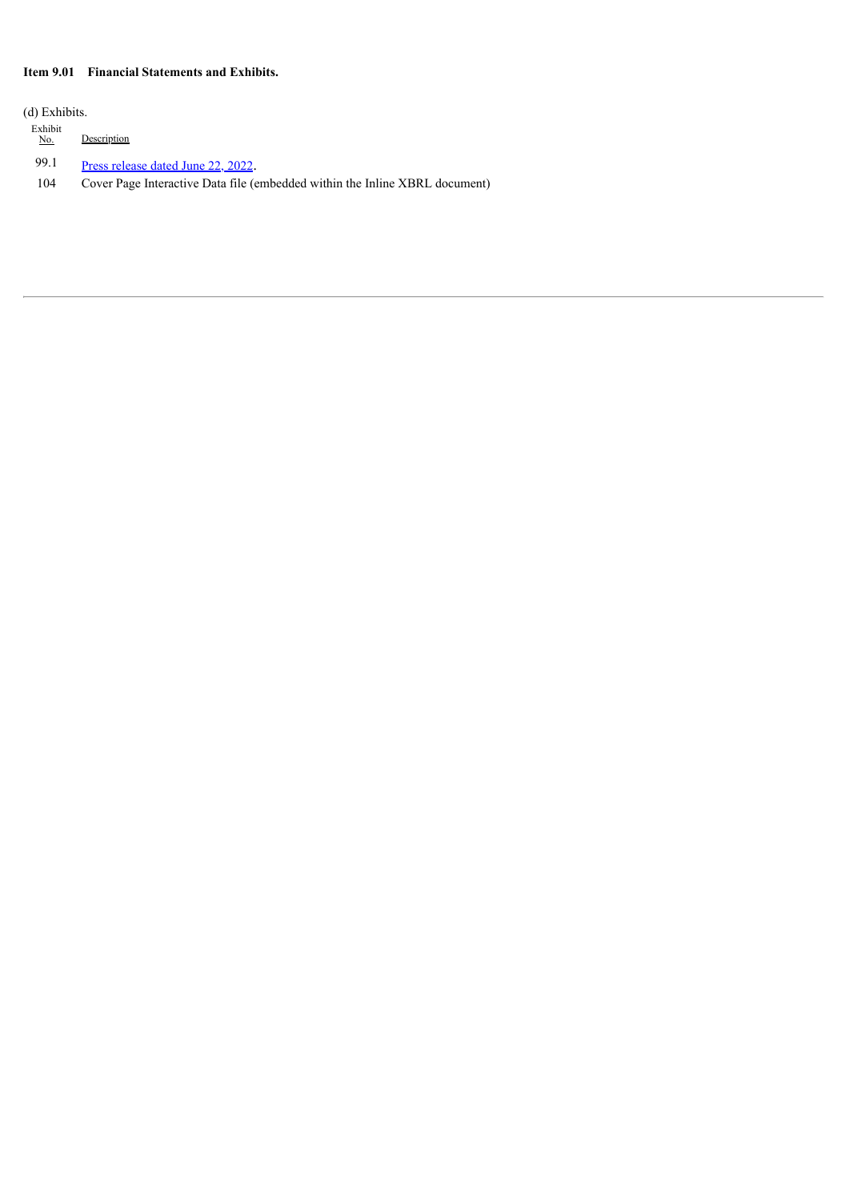**Item 9.01 Financial Statements and Exhibits.**

(d) Exhibits.

| Exhibit No. | Description |
|---|---|
| 99.1 | Press release dated June 22, 2022. |
| 104 | Cover Page Interactive Data file (embedded within the Inline XBRL document) |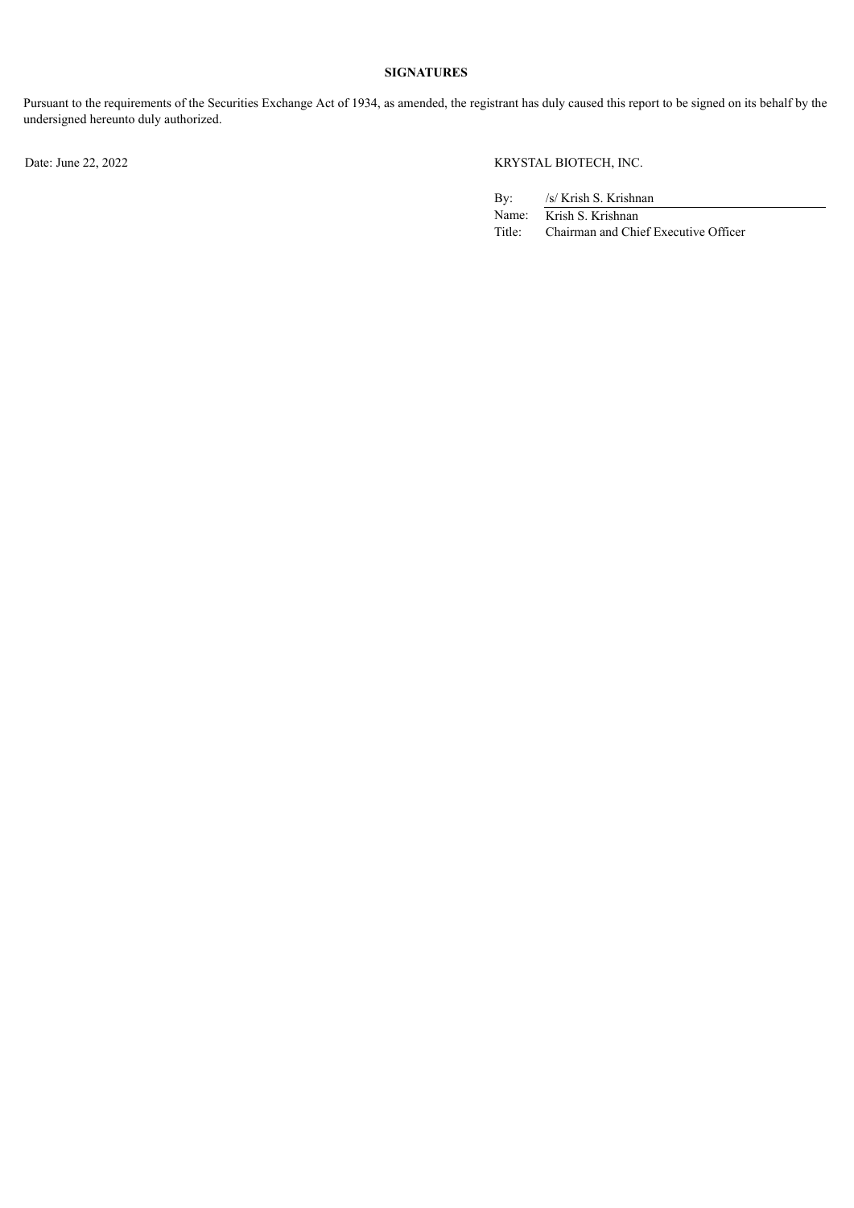**SIGNATURES**

Pursuant to the requirements of the Securities Exchange Act of 1934, as amended, the registrant has duly caused this report to be signed on its behalf by the undersigned hereunto duly authorized.

Date: June 22, 2022

KRYSTAL BIOTECH, INC.

| | |
|---|---|
| By: | /s/ Krish S. Krishnan |
| Name: | Krish S. Krishnan |
| Title: | Chairman and Chief Executive Officer |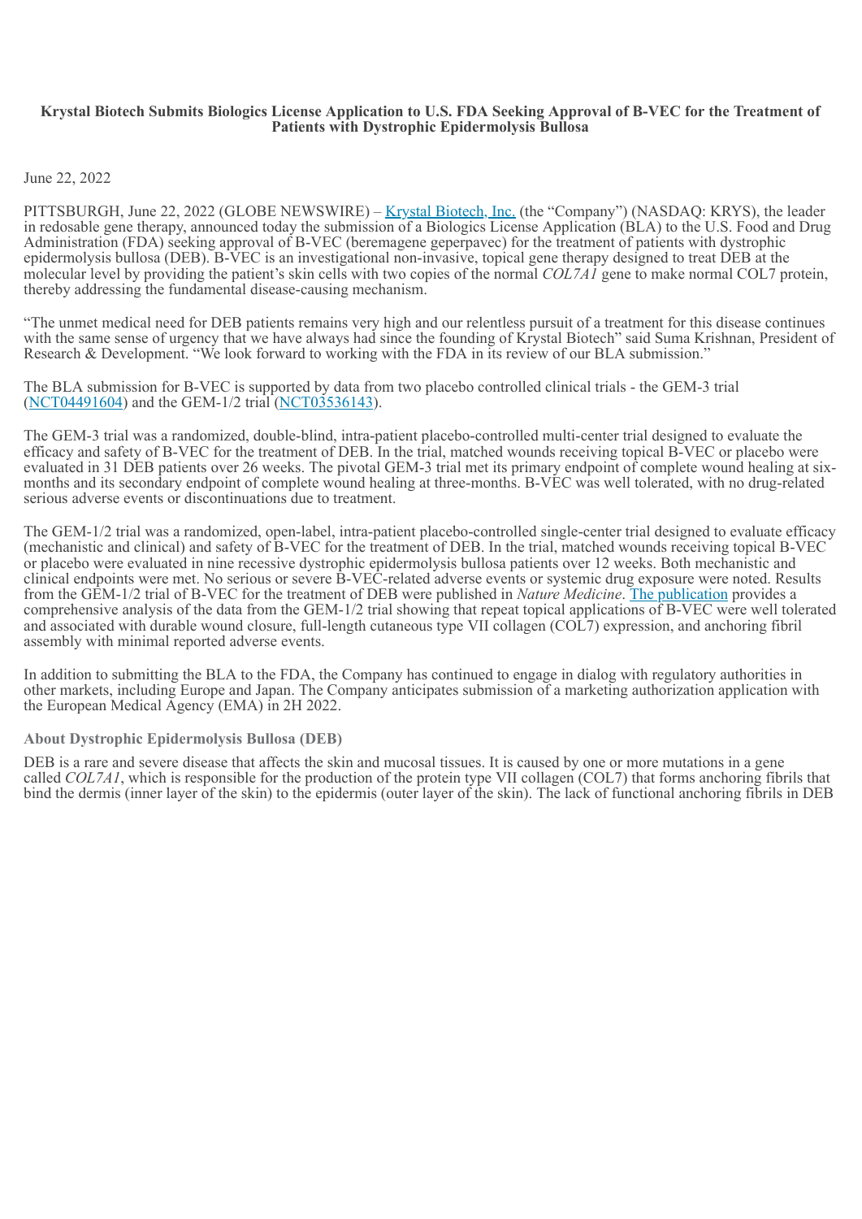**Krystal Biotech Submits Biologics License Application to U.S. FDA Seeking Approval of B-VEC for the Treatment of Patients with Dystrophic Epidermolysis Bullosa**

June 22, 2022

PITTSBURGH, June 22, 2022 (GLOBE NEWSWIRE) – Krystal Biotech, Inc. (the "Company") (NASDAQ: KRYS), the leader in redosable gene therapy, announced today the submission of a Biologics License Application (BLA) to the U.S. Food and Drug Administration (FDA) seeking approval of B-VEC (beremagene geperpavec) for the treatment of patients with dystrophic epidermolysis bullosa (DEB). B-VEC is an investigational non-invasive, topical gene therapy designed to treat DEB at the molecular level by providing the patient's skin cells with two copies of the normal *COL7A1* gene to make normal COL7 protein, thereby addressing the fundamental disease-causing mechanism.

"The unmet medical need for DEB patients remains very high and our relentless pursuit of a treatment for this disease continues with the same sense of urgency that we have always had since the founding of Krystal Biotech" said Suma Krishnan, President of Research & Development. "We look forward to working with the FDA in its review of our BLA submission."

The BLA submission for B-VEC is supported by data from two placebo controlled clinical trials - the GEM-3 trial (NCT04491604) and the GEM-1/2 trial (NCT03536143).

The GEM-3 trial was a randomized, double-blind, intra-patient placebo-controlled multi-center trial designed to evaluate the efficacy and safety of B-VEC for the treatment of DEB. In the trial, matched wounds receiving topical B-VEC or placebo were evaluated in 31 DEB patients over 26 weeks. The pivotal GEM-3 trial met its primary endpoint of complete wound healing at six-months and its secondary endpoint of complete wound healing at three-months. B-VEC was well tolerated, with no drug-related serious adverse events or discontinuations due to treatment.

The GEM-1/2 trial was a randomized, open-label, intra-patient placebo-controlled single-center trial designed to evaluate efficacy (mechanistic and clinical) and safety of B-VEC for the treatment of DEB. In the trial, matched wounds receiving topical B-VEC or placebo were evaluated in nine recessive dystrophic epidermolysis bullosa patients over 12 weeks. Both mechanistic and clinical endpoints were met. No serious or severe B-VEC-related adverse events or systemic drug exposure were noted. Results from the GEM-1/2 trial of B-VEC for the treatment of DEB were published in *Nature Medicine*. The publication provides a comprehensive analysis of the data from the GEM-1/2 trial showing that repeat topical applications of B-VEC were well tolerated and associated with durable wound closure, full-length cutaneous type VII collagen (COL7) expression, and anchoring fibril assembly with minimal reported adverse events.

In addition to submitting the BLA to the FDA, the Company has continued to engage in dialog with regulatory authorities in other markets, including Europe and Japan. The Company anticipates submission of a marketing authorization application with the European Medical Agency (EMA) in 2H 2022.

### About Dystrophic Epidermolysis Bullosa (DEB)

DEB is a rare and severe disease that affects the skin and mucosal tissues. It is caused by one or more mutations in a gene called *COL7A1*, which is responsible for the production of the protein type VII collagen (COL7) that forms anchoring fibrils that bind the dermis (inner layer of the skin) to the epidermis (outer layer of the skin). The lack of functional anchoring fibrils in DEB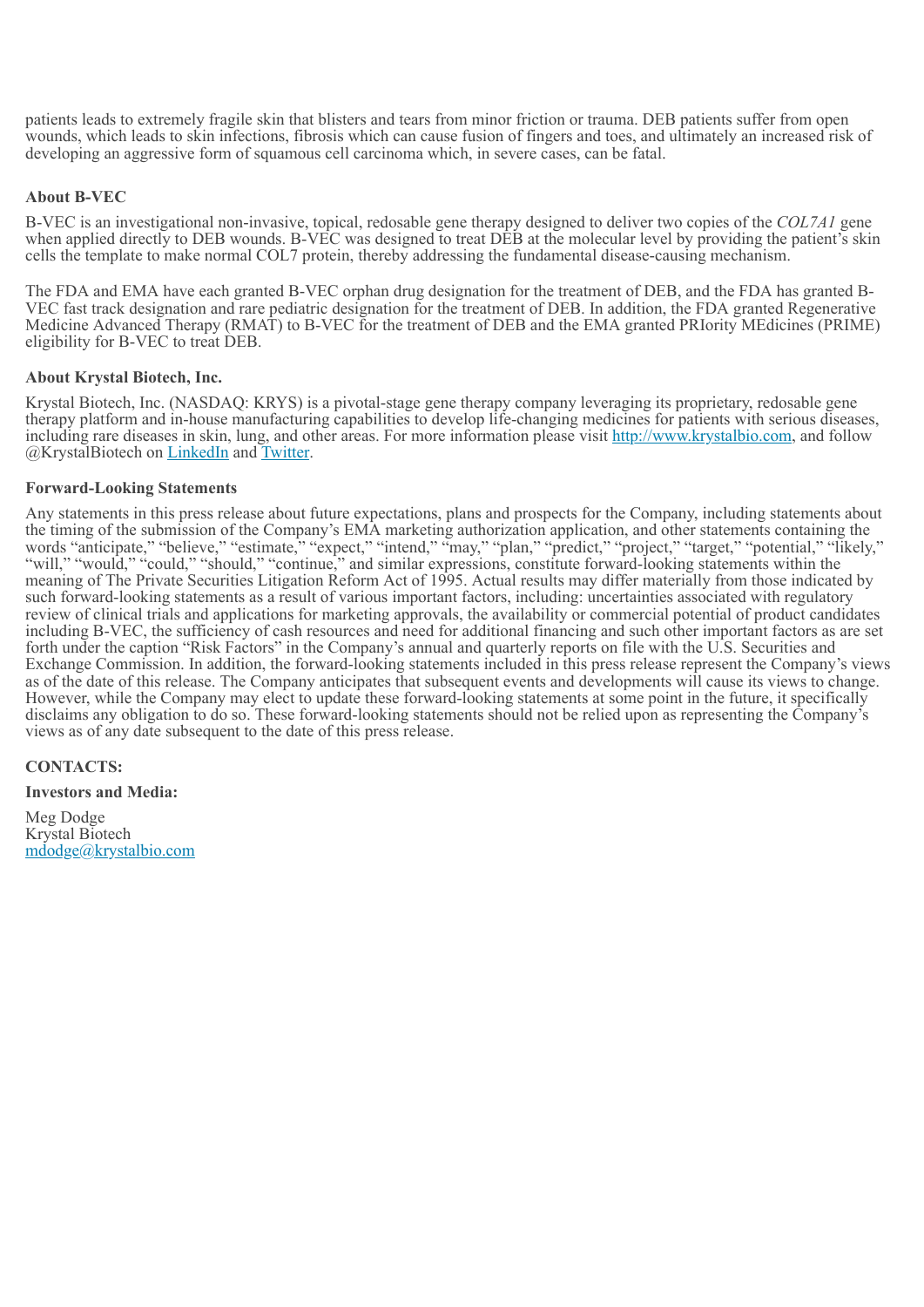patients leads to extremely fragile skin that blisters and tears from minor friction or trauma. DEB patients suffer from open wounds, which leads to skin infections, fibrosis which can cause fusion of fingers and toes, and ultimately an increased risk of developing an aggressive form of squamous cell carcinoma which, in severe cases, can be fatal.

**About B-VEC**

B-VEC is an investigational non-invasive, topical, redosable gene therapy designed to deliver two copies of the *COL7A1* gene when applied directly to DEB wounds. B-VEC was designed to treat DEB at the molecular level by providing the patient's skin cells the template to make normal COL7 protein, thereby addressing the fundamental disease-causing mechanism.

The FDA and EMA have each granted B-VEC orphan drug designation for the treatment of DEB, and the FDA has granted B-VEC fast track designation and rare pediatric designation for the treatment of DEB. In addition, the FDA granted Regenerative Medicine Advanced Therapy (RMAT) to B-VEC for the treatment of DEB and the EMA granted PRIority MEdicines (PRIME) eligibility for B-VEC to treat DEB.

**About Krystal Biotech, Inc.**

Krystal Biotech, Inc. (NASDAQ: KRYS) is a pivotal-stage gene therapy company leveraging its proprietary, redosable gene therapy platform and in-house manufacturing capabilities to develop life-changing medicines for patients with serious diseases, including rare diseases in skin, lung, and other areas. For more information please visit [http://www.krystalbio.com](http://www.krystalbio.com), and follow @KrystalBiotech on [LinkedIn]() and [Twitter]().

**Forward-Looking Statements**

Any statements in this press release about future expectations, plans and prospects for the Company, including statements about the timing of the submission of the Company's EMA marketing authorization application, and other statements containing the words "anticipate," "believe," "estimate," "expect," "intend," "may," "plan," "predict," "project," "target," "potential," "likely," "will," "would," "could," "should," "continue," and similar expressions, constitute forward-looking statements within the meaning of The Private Securities Litigation Reform Act of 1995. Actual results may differ materially from those indicated by such forward-looking statements as a result of various important factors, including: uncertainties associated with regulatory review of clinical trials and applications for marketing approvals, the availability or commercial potential of product candidates including B-VEC, the sufficiency of cash resources and need for additional financing and such other important factors as are set forth under the caption "Risk Factors" in the Company's annual and quarterly reports on file with the U.S. Securities and Exchange Commission. In addition, the forward-looking statements included in this press release represent the Company's views as of the date of this release. The Company anticipates that subsequent events and developments will cause its views to change. However, while the Company may elect to update these forward-looking statements at some point in the future, it specifically disclaims any obligation to do so. These forward-looking statements should not be relied upon as representing the Company's views as of any date subsequent to the date of this press release.

**CONTACTS:**

**Investors and Media:**

Meg Dodge
Krystal Biotech
[mdodge@krystalbio.com](mailto:mdodge@krystalbio.com)